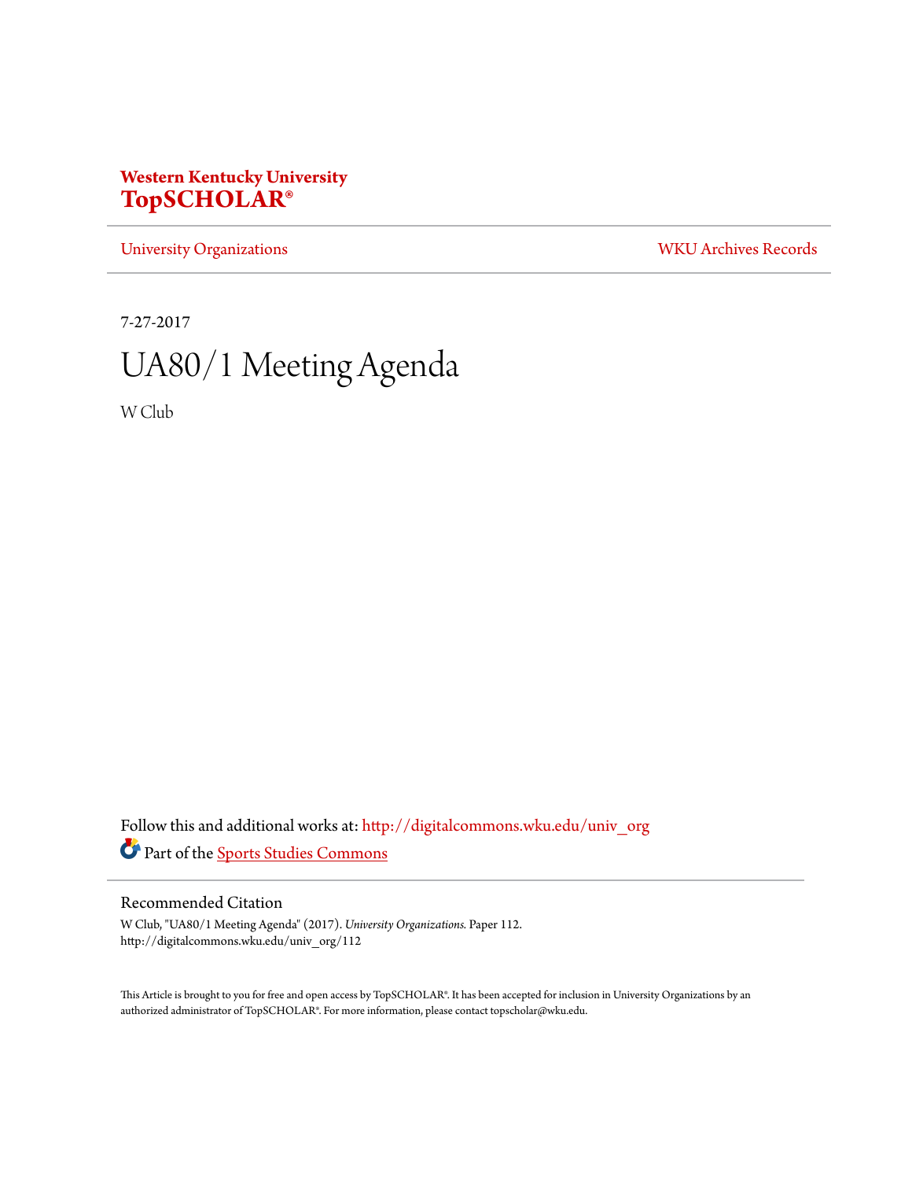**Western Kentucky University**
**TopSCHOLAR®**

University Organizations | WKU Archives Records

7-27-2017

# UA80/1 Meeting Agenda

W Club

Follow this and additional works at: http://digitalcommons.wku.edu/univ_org

Part of the Sports Studies Commons

## Recommended Citation

W Club, "UA80/1 Meeting Agenda" (2017). *University Organizations.* Paper 112.
http://digitalcommons.wku.edu/univ_org/112

This Article is brought to you for free and open access by TopSCHOLAR®. It has been accepted for inclusion in University Organizations by an authorized administrator of TopSCHOLAR®. For more information, please contact topscholar@wku.edu.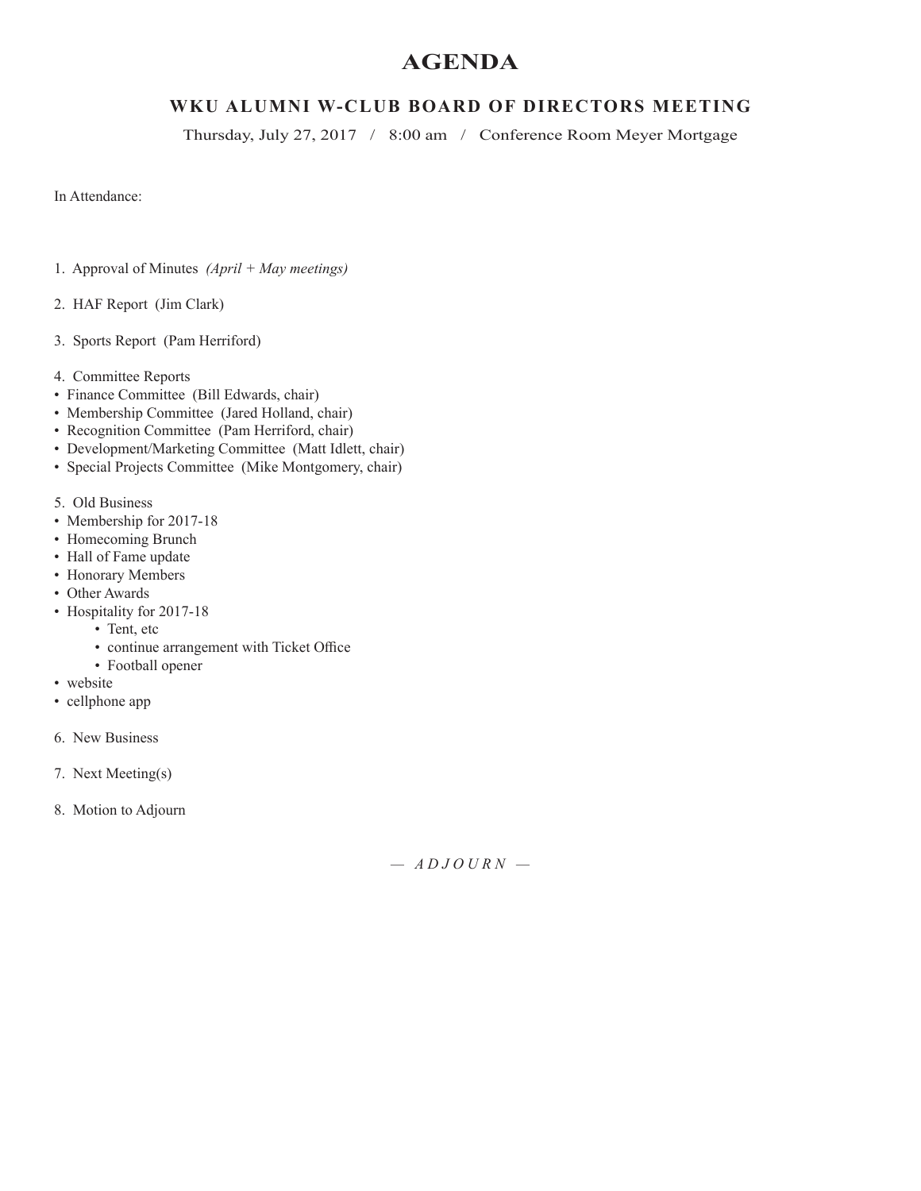# AGENDA

## WKU ALUMNI W-CLUB BOARD OF DIRECTORS MEETING

Thursday, July 27, 2017 / 8:00 am / Conference Room Meyer Mortgage

In Attendance:

1. Approval of Minutes *(April + May meetings)*

2. HAF Report (Jim Clark)

3. Sports Report (Pam Herriford)

4. Committee Reports
- Finance Committee (Bill Edwards, chair)
- Membership Committee (Jared Holland, chair)
- Recognition Committee (Pam Herriford, chair)
- Development/Marketing Committee (Matt Idlett, chair)
- Special Projects Committee (Mike Montgomery, chair)

5. Old Business
- Membership for 2017-18
- Homecoming Brunch
- Hall of Fame update
- Honorary Members
- Other Awards
- Hospitality for 2017-18
  - Tent, etc
  - continue arrangement with Ticket Office
  - Football opener
- website
- cellphone app

6. New Business

7. Next Meeting(s)

8. Motion to Adjourn

*— ADJOURN —*